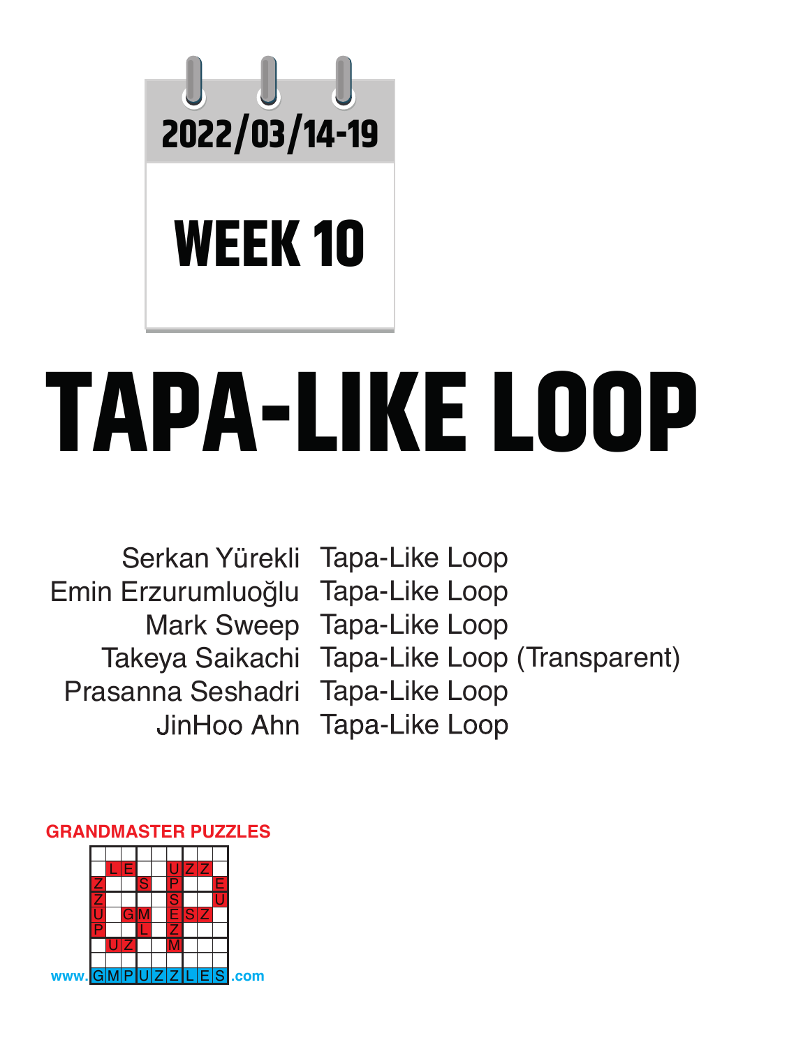2022/03/14-19

WEEK 10

# TAPA-LIKE LOOP

| | |
|---|---|
| Serkan Yürekli | Tapa-Like Loop |
| Emin Erzurumluoğlu | Tapa-Like Loop |
| Mark Sweep | Tapa-Like Loop |
| Takeya Saikachi | Tapa-Like Loop (Transparent) |
| Prasanna Seshadri | Tapa-Like Loop |
| JinHoo Ahn | Tapa-Like Loop |

GRANDMASTER PUZZLES

www.GMPUZZLES.com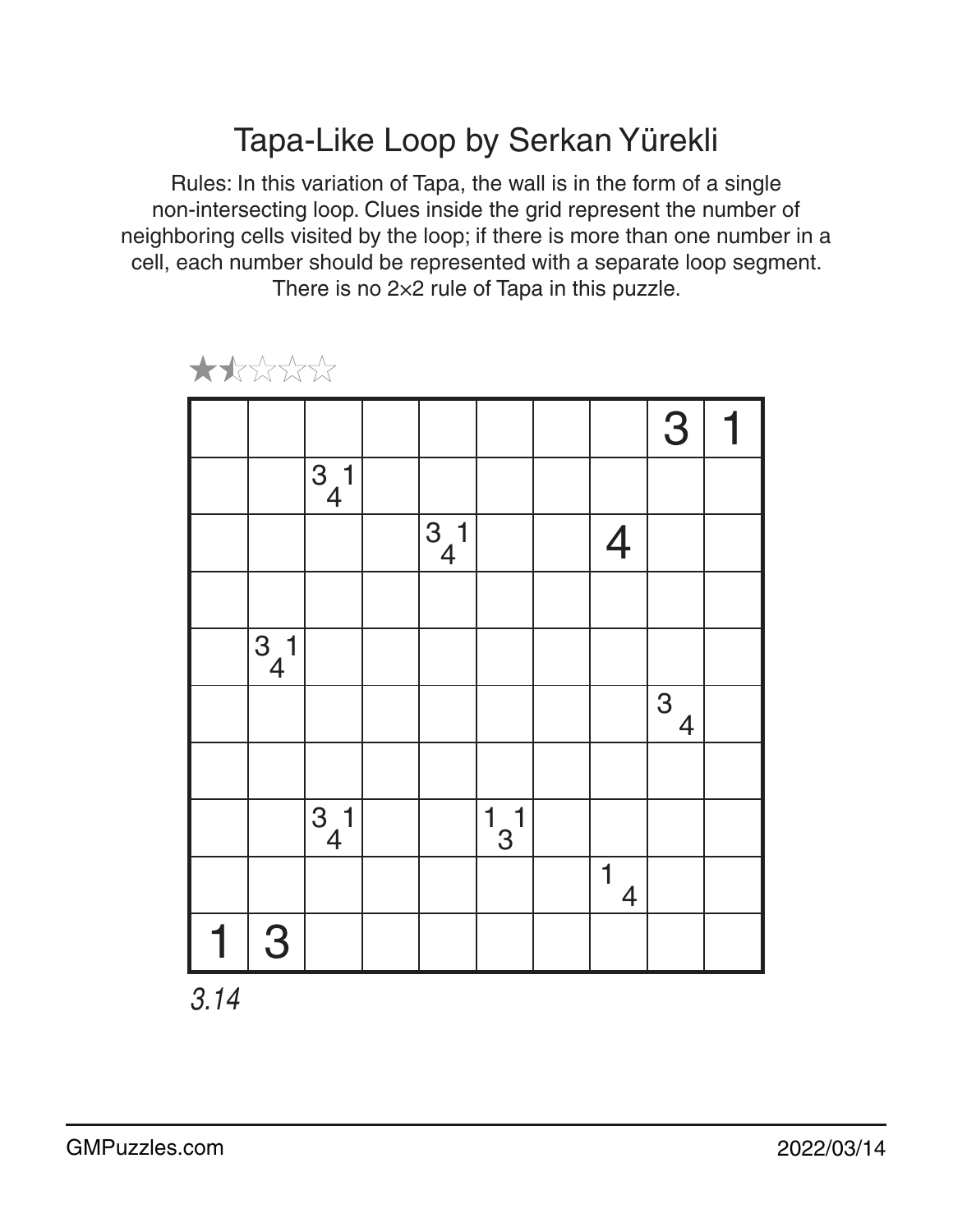# Tapa-Like Loop by Serkan Yürekli

Rules: In this variation of Tapa, the wall is in the form of a single non-intersecting loop. Clues inside the grid represent the number of neighboring cells visited by the loop; if there is more than one number in a cell, each number should be represented with a separate loop segment. There is no 2×2 rule of Tapa in this puzzle.

★½☆☆☆

| | | | | | | | | | |
|---|---|---|---|---|---|---|---|---|---|
| | | | | | | | | 3 | 1 |
| | | 3 1 4 | | | | | | | |
| | | | | 3 1 4 | | | 4 | | |
| | | | | | | | | | |
| | 3 1 4 | | | | | | | | |
| | | | | | | | | 3 4 | |
| | | | | | | | | | |
| | | 3 1 4 | | | 1 1 3 | | | | |
| | | | | | | | 1 4 | | |
| 1 | 3 | | | | | | | | |

*3.14*

GMPuzzles.com

2022/03/14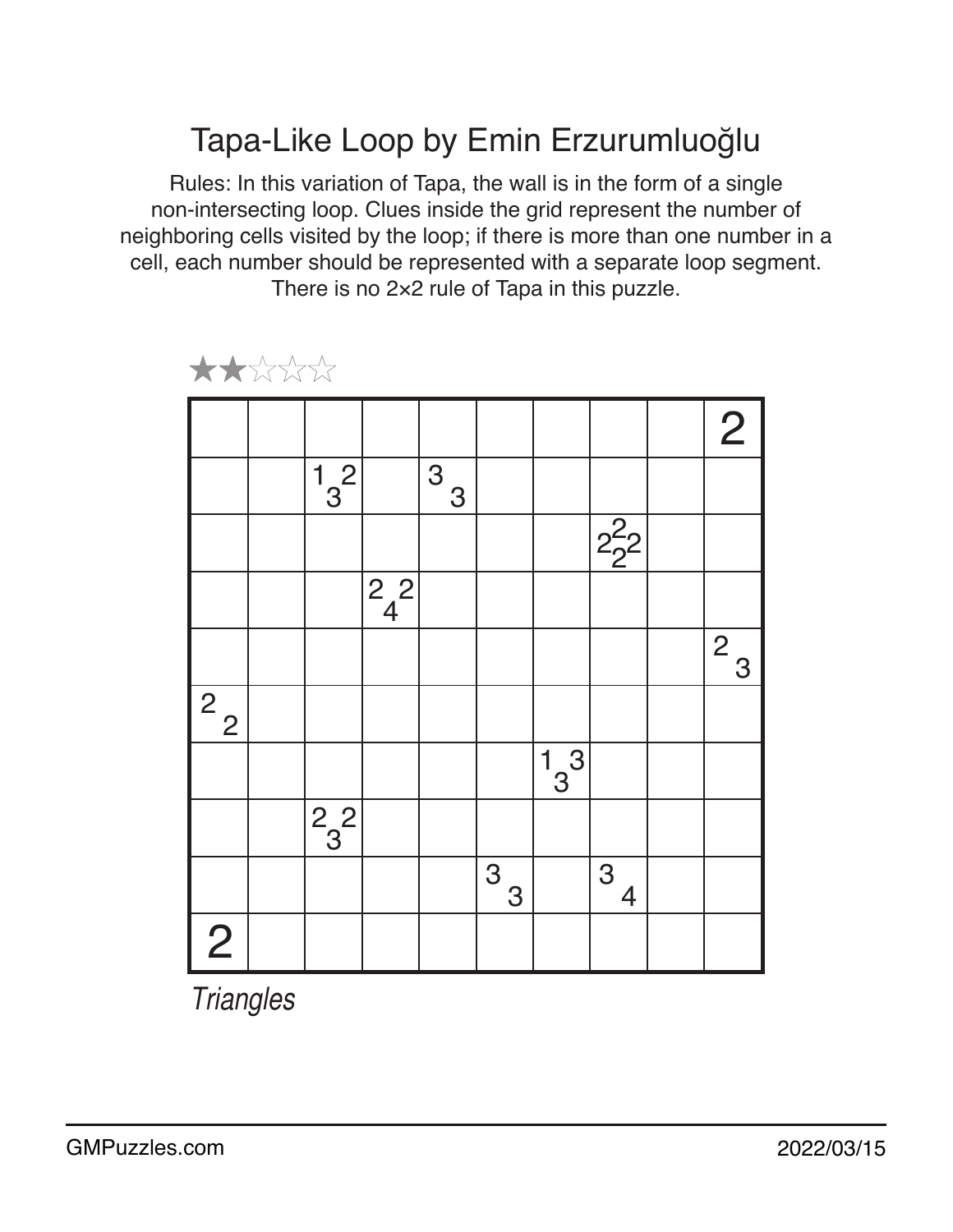# Tapa-Like Loop by Emin Erzurumluoğlu

Rules: In this variation of Tapa, the wall is in the form of a single non-intersecting loop. Clues inside the grid represent the number of neighboring cells visited by the loop; if there is more than one number in a cell, each number should be represented with a separate loop segment. There is no 2×2 rule of Tapa in this puzzle.

★★☆☆☆

| | | | | | | | | | |
|---|---|---|---|---|---|---|---|---|---|
| | | | | | | | | | 2 |
| | | 1 2 3 | | 3 3 | | | | | |
| | | | | | | | 2 2 2 2 | | |
| | | | 2 2 4 | | | | | | |
| | | | | | | | | | 2 3 |
| 2 2 | | | | | | | | | |
| | | | | | | 1 3 3 | | | |
| | | 2 2 3 | | | | | | | |
| | | | | | 3 3 | | 3 4 | | |
| 2 | | | | | | | | | |

*Triangles*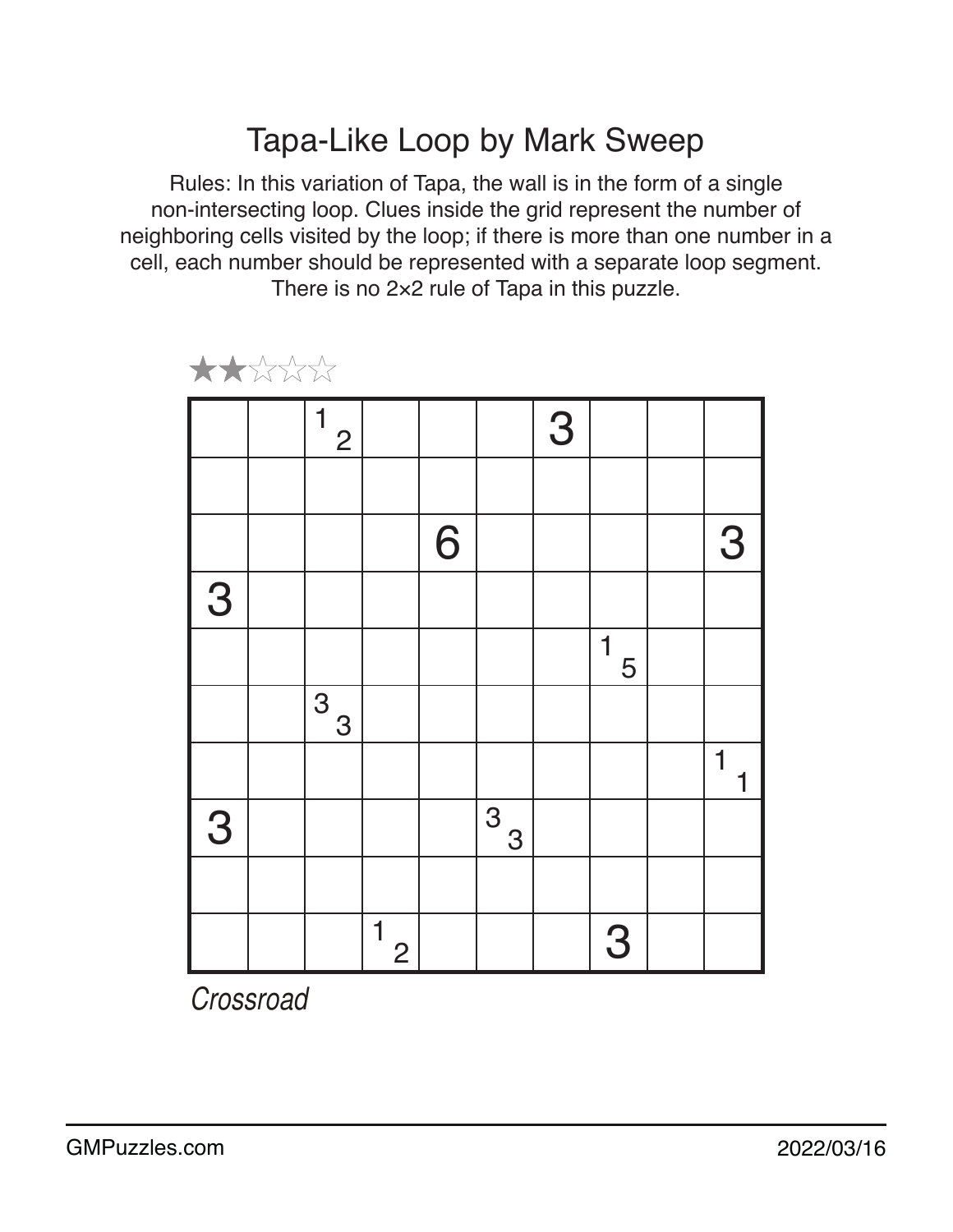# Tapa-Like Loop by Mark Sweep

Rules: In this variation of Tapa, the wall is in the form of a single non-intersecting loop. Clues inside the grid represent the number of neighboring cells visited by the loop; if there is more than one number in a cell, each number should be represented with a separate loop segment. There is no 2×2 rule of Tapa in this puzzle.

★★☆☆☆

| | | | | | | | | | |
|---|---|---|---|---|---|---|---|---|---|
| | | 1 2 | | | | 3 | | | |
| | | | | | | | | | |
| | | | | 6 | | | | | 3 |
| 3 | | | | | | | | | |
| | | | | | | | 1 5 | | |
| | | 3 3 | | | | | | | |
| | | | | | | | | | 1 1 |
| 3 | | | | | 3 3 | | | | |
| | | | | | | | | | |
| | | | 1 2 | | | | 3 | | |

*Crossroad*

GMPuzzles.com 2022/03/16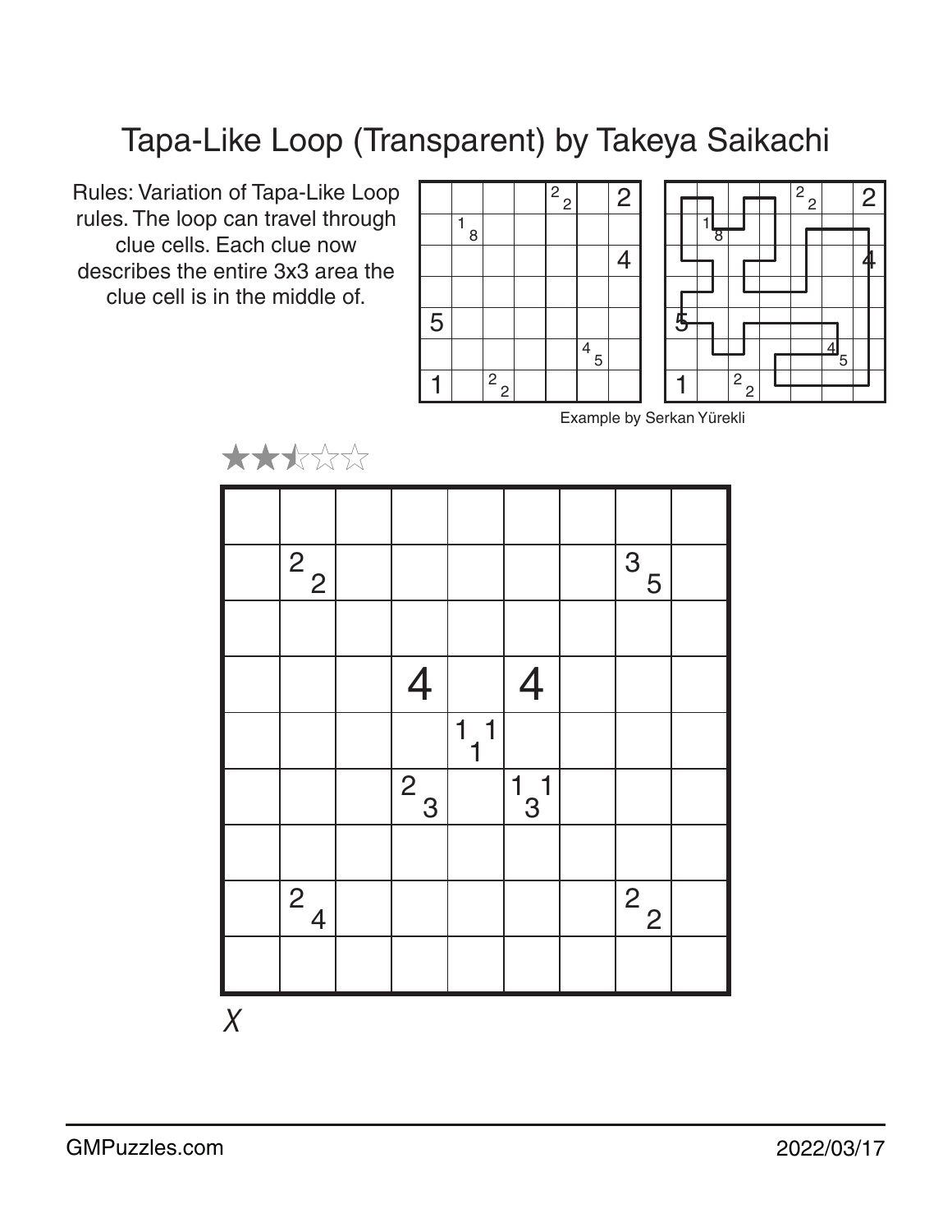# Tapa-Like Loop (Transparent) by Takeya Saikachi

Rules: Variation of Tapa-Like Loop rules. The loop can travel through clue cells. Each clue now describes the entire 3x3 area the clue cell is in the middle of.

Example by Serkan Yürekli

★★½☆☆

| | | | | | | | | |
|---|---|---|---|---|---|---|---|---|
| | | | | | | | | |
| | 2 2 | | | | | | 3 5 | |
| | | | | | | | | |
| | | | 4 | | 4 | | | |
| | | | | 1 1 1 | | | | |
| | | | 2 3 | | 1 3 1 | | | |
| | | | | | | | | |
| | 2 4 | | | | | | 2 2 | |
| | | | | | | | | |

X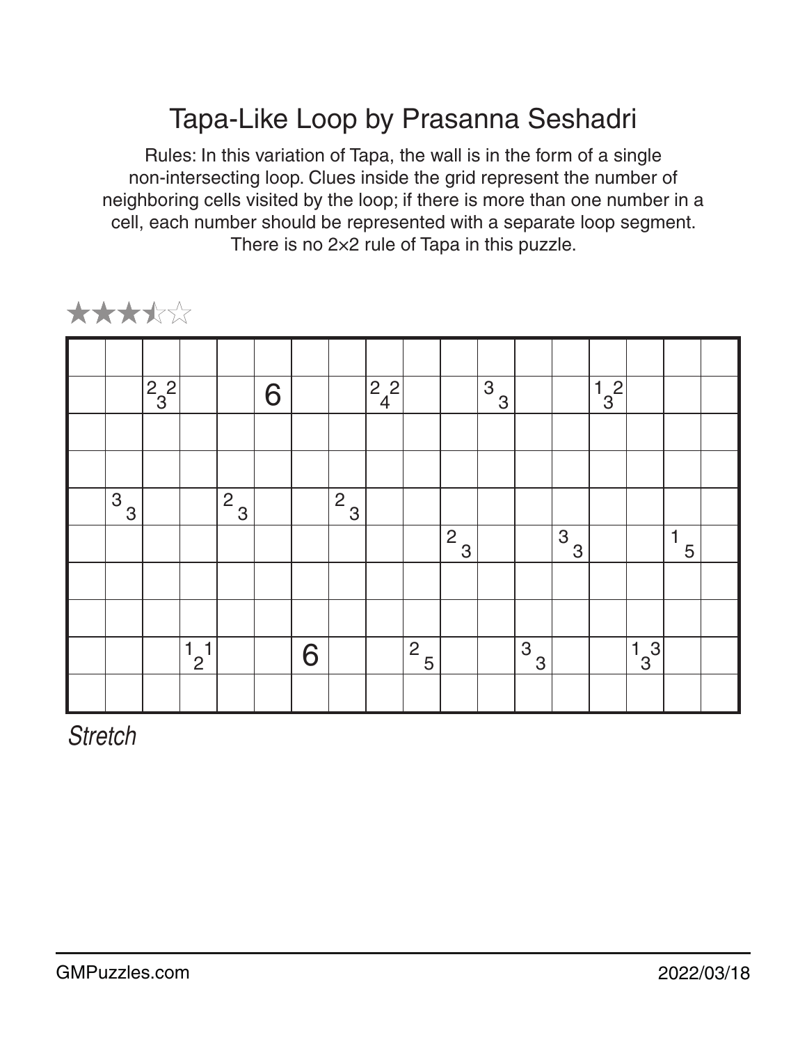# Tapa-Like Loop by Prasanna Seshadri

Rules: In this variation of Tapa, the wall is in the form of a single non-intersecting loop. Clues inside the grid represent the number of neighboring cells visited by the loop; if there is more than one number in a cell, each number should be represented with a separate loop segment. There is no 2×2 rule of Tapa in this puzzle.

★★★½☆

| | | | | | | | | | | | | | | | | | |
|---|---|---|---|---|---|---|---|---|---|---|---|---|---|---|---|---|---|
| | | | | | | | | | | | | | | | | | |
| | | 2 3 2 | | | 6 | | | 2 4 2 | | | 3 3 | | | 1 3 2 | | | |
| | | | | | | | | | | | | | | | | | |
| | | | | | | | | | | | | | | | | | |
| | 3 3 | | | 2 3 | | | 2 3 | | | | | | | | | | |
| | | | | | | | | | | 2 3 | | | 3 3 | | | 1 5 | |
| | | | | | | | | | | | | | | | | | |
| | | | | | | | | | | | | | | | | | |
| | | | 1 2 1 | | | 6 | | | 2 5 | | | 3 3 | | | 1 3 3 | | |
| | | | | | | | | | | | | | | | | | |

*Stretch*

GMPuzzles.com

2022/03/18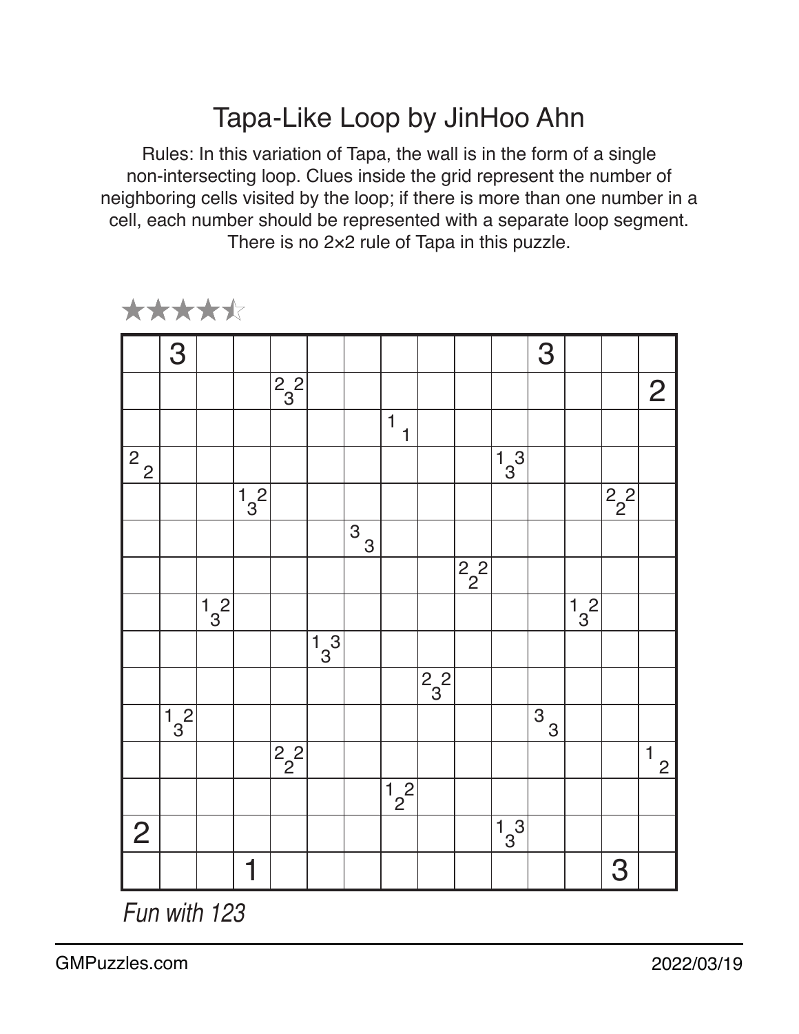# Tapa-Like Loop by JinHoo Ahn

Rules: In this variation of Tapa, the wall is in the form of a single non-intersecting loop. Clues inside the grid represent the number of neighboring cells visited by the loop; if there is more than one number in a cell, each number should be represented with a separate loop segment. There is no 2×2 rule of Tapa in this puzzle.

★★★★☆ (4.5 stars)

| | | | | | | | | | | | | | | |
|---|---|---|---|---|---|---|---|---|---|---|---|---|---|---|
| | 3 | | | | | | | | | | 3 | | | |
| | | | | 2 3 2 | | | | | | | | | | 2 |
| | | | | | | | 1 1 | | | | | | | |
| 2 2 | | | | | | | | | | 1 3 3 | | | | |
| | | | 1 3 2 | | | | | | | | | | 2 2 2 | |
| | | | | | | 3 3 | | | | | | | | |
| | | | | | | | | | 2 2 2 | | | | | |
| | | 1 3 2 | | | | | | | | | | 1 3 2 | | |
| | | | | | 1 3 3 | | | | | | | | | |
| | | | | | | | | 2 3 2 | | | | | | |
| | 1 3 2 | | | | | | | | | | 3 3 | | | |
| | | | | 2 2 2 | | | | | | | | | | 1 2 |
| | | | | | | | 1 2 2 | | | | | | | |
| 2 | | | | | | | | | | 1 3 3 | | | | |
| | | | 1 | | | | | | | | | | 3 | |

*Fun with 123*

GMPuzzles.com

2022/03/19